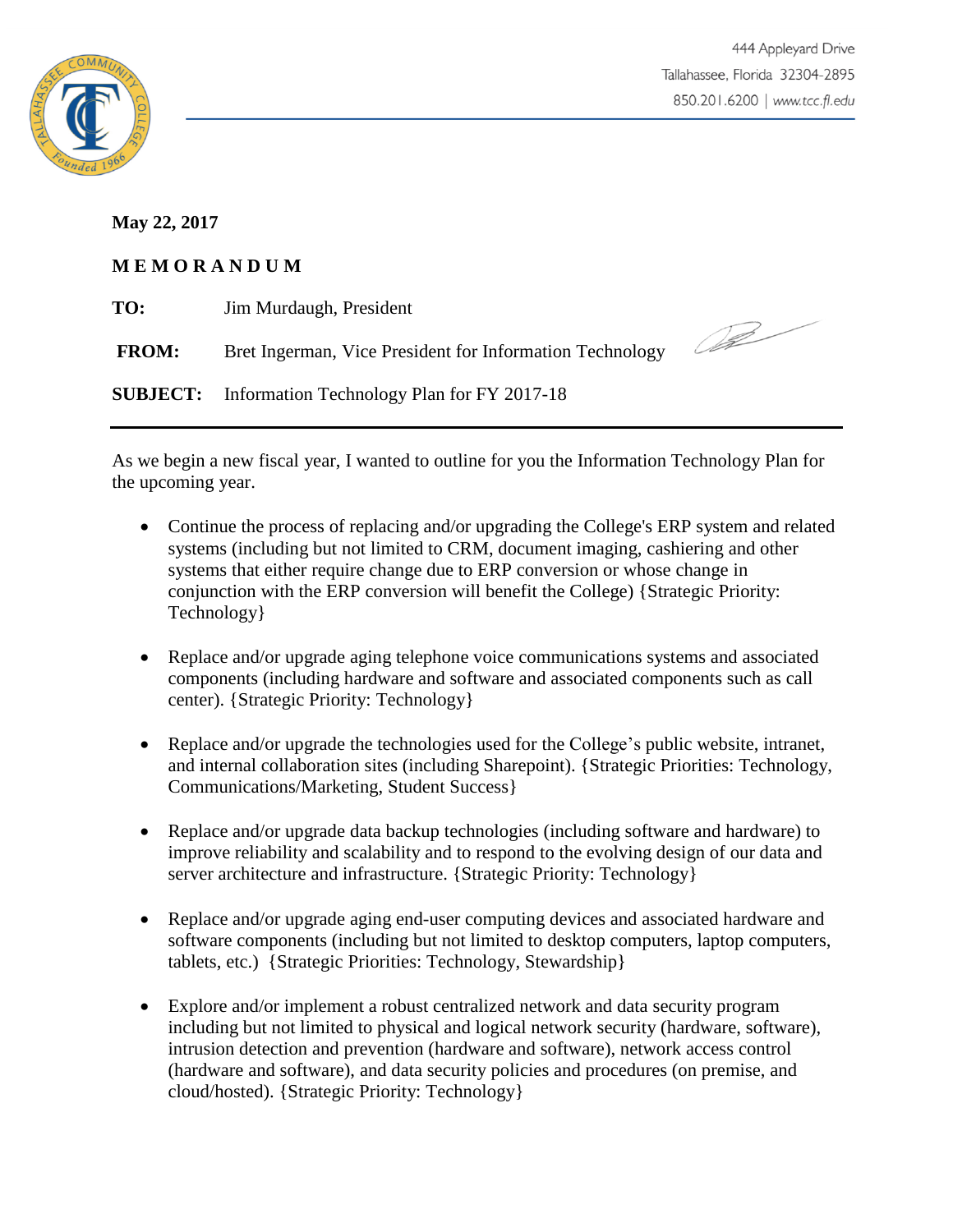444 Appleyard Drive
Tallahassee, Florida 32304-2895
850.201.6200 | www.tcc.fl.edu

**May 22, 2017**

**M E M O R A N D U M**

**TO:** Jim Murdaugh, President

**FROM:** Bret Ingerman, Vice President for Information Technology

**SUBJECT:** Information Technology Plan for FY 2017-18

---

As we begin a new fiscal year, I wanted to outline for you the Information Technology Plan for the upcoming year.

- Continue the process of replacing and/or upgrading the College's ERP system and related systems (including but not limited to CRM, document imaging, cashiering and other systems that either require change due to ERP conversion or whose change in conjunction with the ERP conversion will benefit the College) {Strategic Priority: Technology}

- Replace and/or upgrade aging telephone voice communications systems and associated components (including hardware and software and associated components such as call center). {Strategic Priority: Technology}

- Replace and/or upgrade the technologies used for the College's public website, intranet, and internal collaboration sites (including Sharepoint). {Strategic Priorities: Technology, Communications/Marketing, Student Success}

- Replace and/or upgrade data backup technologies (including software and hardware) to improve reliability and scalability and to respond to the evolving design of our data and server architecture and infrastructure. {Strategic Priority: Technology}

- Replace and/or upgrade aging end-user computing devices and associated hardware and software components (including but not limited to desktop computers, laptop computers, tablets, etc.) {Strategic Priorities: Technology, Stewardship}

- Explore and/or implement a robust centralized network and data security program including but not limited to physical and logical network security (hardware, software), intrusion detection and prevention (hardware and software), network access control (hardware and software), and data security policies and procedures (on premise, and cloud/hosted). {Strategic Priority: Technology}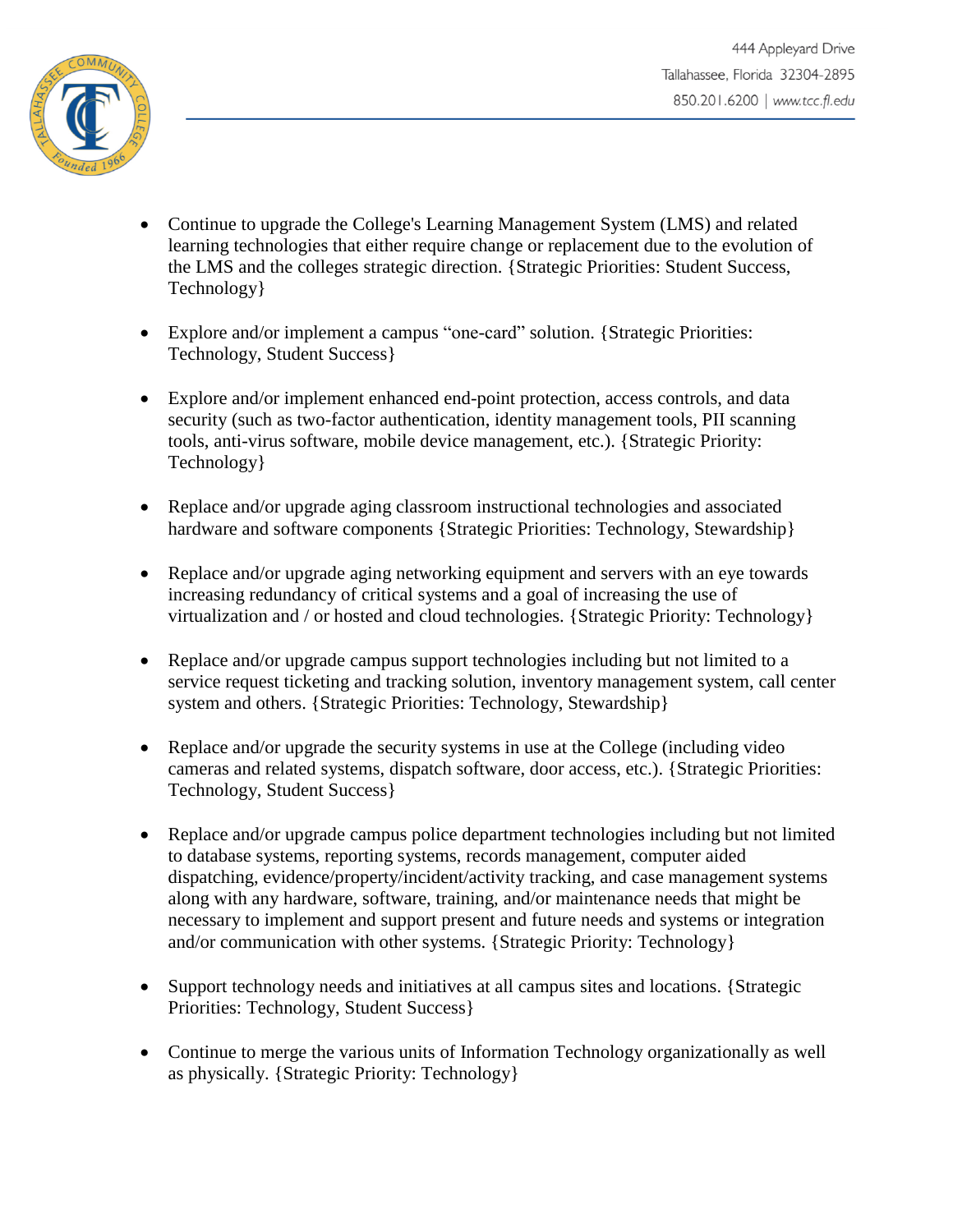- Continue to upgrade the College's Learning Management System (LMS) and related learning technologies that either require change or replacement due to the evolution of the LMS and the colleges strategic direction. {Strategic Priorities: Student Success, Technology}

- Explore and/or implement a campus "one-card" solution. {Strategic Priorities: Technology, Student Success}

- Explore and/or implement enhanced end-point protection, access controls, and data security (such as two-factor authentication, identity management tools, PII scanning tools, anti-virus software, mobile device management, etc.). {Strategic Priority: Technology}

- Replace and/or upgrade aging classroom instructional technologies and associated hardware and software components {Strategic Priorities: Technology, Stewardship}

- Replace and/or upgrade aging networking equipment and servers with an eye towards increasing redundancy of critical systems and a goal of increasing the use of virtualization and / or hosted and cloud technologies. {Strategic Priority: Technology}

- Replace and/or upgrade campus support technologies including but not limited to a service request ticketing and tracking solution, inventory management system, call center system and others. {Strategic Priorities: Technology, Stewardship}

- Replace and/or upgrade the security systems in use at the College (including video cameras and related systems, dispatch software, door access, etc.). {Strategic Priorities: Technology, Student Success}

- Replace and/or upgrade campus police department technologies including but not limited to database systems, reporting systems, records management, computer aided dispatching, evidence/property/incident/activity tracking, and case management systems along with any hardware, software, training, and/or maintenance needs that might be necessary to implement and support present and future needs and systems or integration and/or communication with other systems. {Strategic Priority: Technology}

- Support technology needs and initiatives at all campus sites and locations. {Strategic Priorities: Technology, Student Success}

- Continue to merge the various units of Information Technology organizationally as well as physically. {Strategic Priority: Technology}